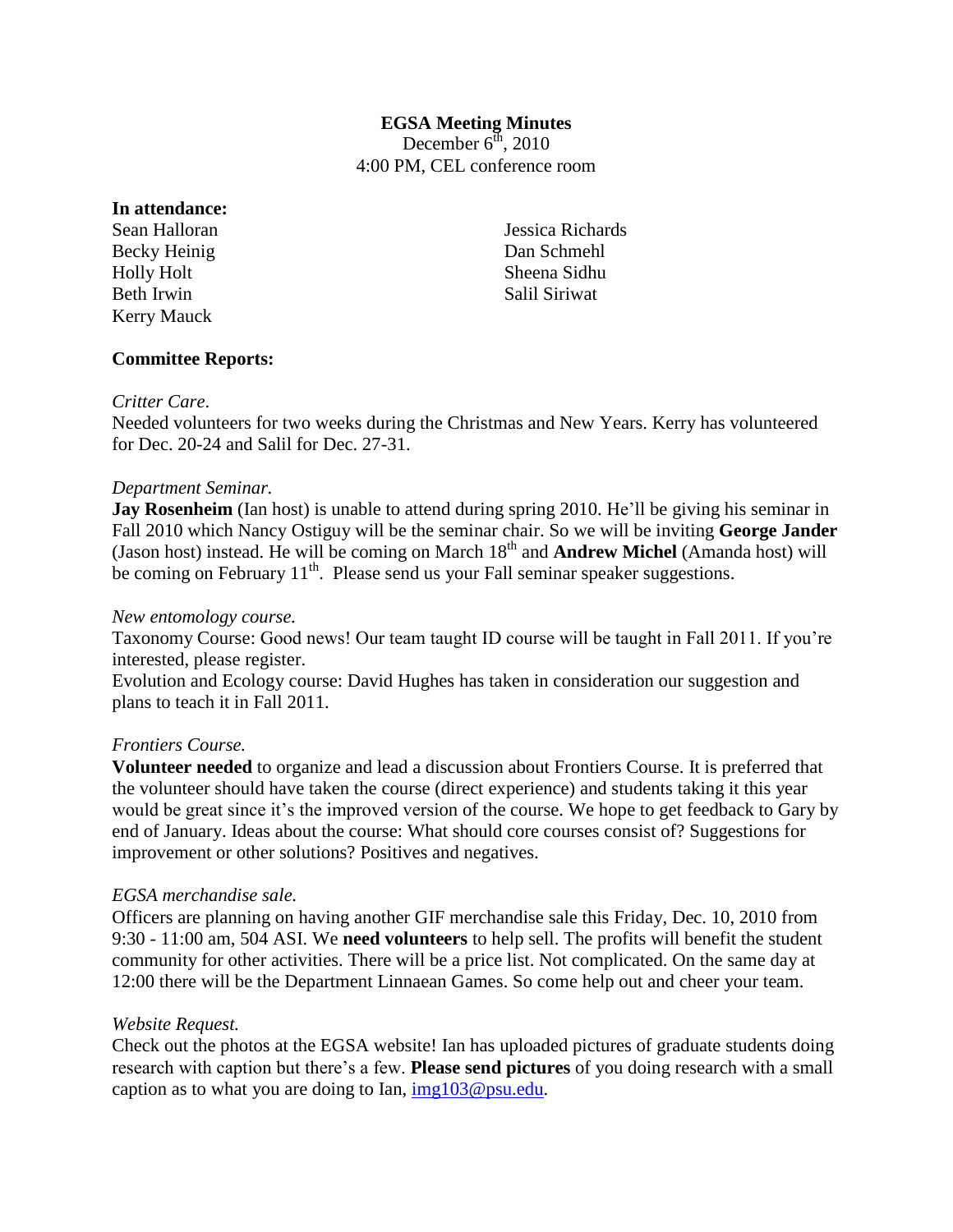**EGSA Meeting Minutes**

December 6th, 2010

4:00 PM, CEL conference room

**In attendance:**

Sean Halloran
Becky Heinig
Holly Holt
Beth Irwin
Kerry Mauck
Jessica Richards
Dan Schmehl
Sheena Sidhu
Salil Siriwat

**Committee Reports:**

*Critter Care.*

Needed volunteers for two weeks during the Christmas and New Years. Kerry has volunteered for Dec. 20-24 and Salil for Dec. 27-31.

*Department Seminar.*

**Jay Rosenheim** (Ian host) is unable to attend during spring 2010. He'll be giving his seminar in Fall 2010 which Nancy Ostiguy will be the seminar chair. So we will be inviting **George Jander** (Jason host) instead. He will be coming on March 18th and **Andrew Michel** (Amanda host) will be coming on February 11th. Please send us your Fall seminar speaker suggestions.

*New entomology course.*

Taxonomy Course: Good news! Our team taught ID course will be taught in Fall 2011. If you're interested, please register.

Evolution and Ecology course: David Hughes has taken in consideration our suggestion and plans to teach it in Fall 2011.

*Frontiers Course.*

**Volunteer needed** to organize and lead a discussion about Frontiers Course. It is preferred that the volunteer should have taken the course (direct experience) and students taking it this year would be great since it's the improved version of the course. We hope to get feedback to Gary by end of January. Ideas about the course: What should core courses consist of? Suggestions for improvement or other solutions? Positives and negatives.

*EGSA merchandise sale.*

Officers are planning on having another GIF merchandise sale this Friday, Dec. 10, 2010 from 9:30 - 11:00 am, 504 ASI. We **need volunteers** to help sell. The profits will benefit the student community for other activities. There will be a price list. Not complicated. On the same day at 12:00 there will be the Department Linnaean Games. So come help out and cheer your team.

*Website Request.*

Check out the photos at the EGSA website! Ian has uploaded pictures of graduate students doing research with caption but there's a few. **Please send pictures** of you doing research with a small caption as to what you are doing to Ian, img103@psu.edu.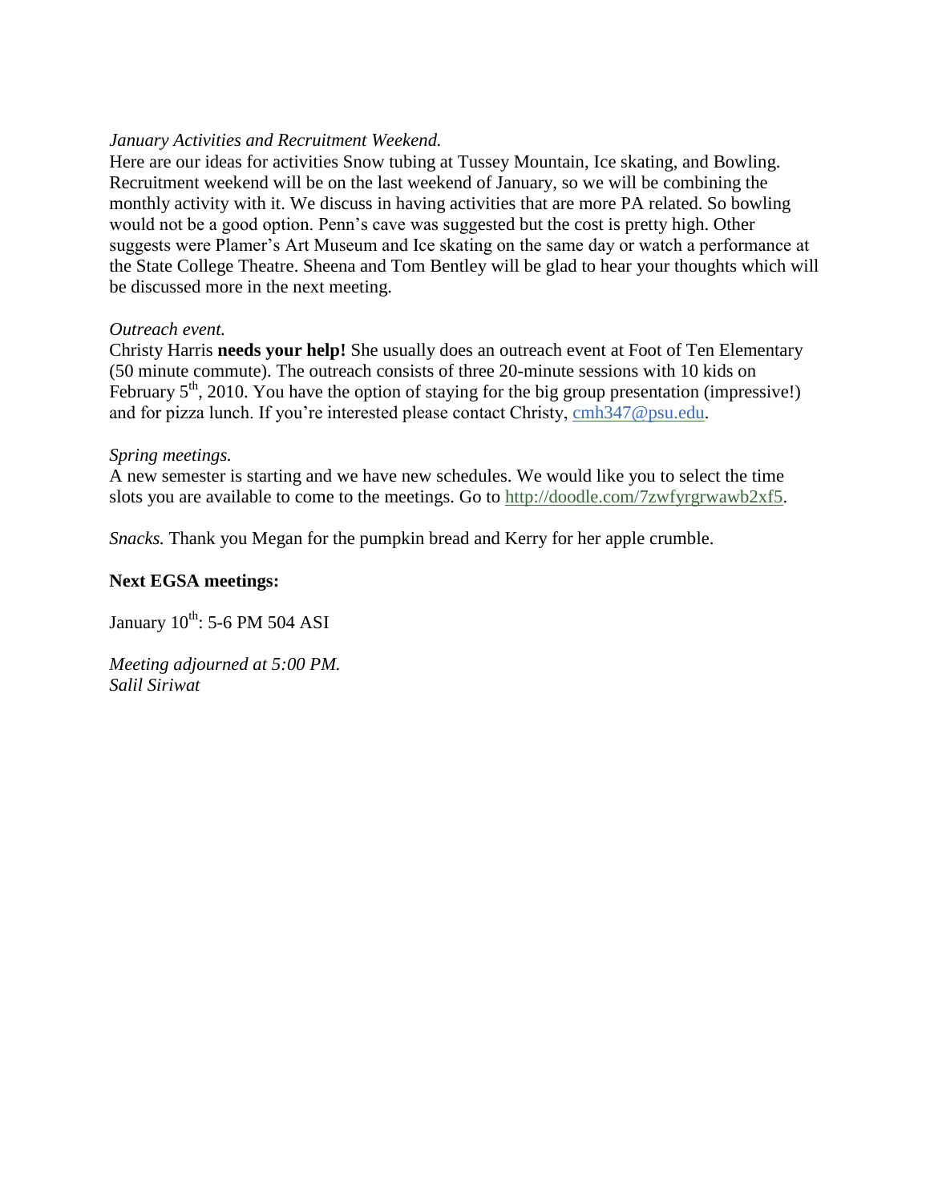*January Activities and Recruitment Weekend.*
Here are our ideas for activities Snow tubing at Tussey Mountain, Ice skating, and Bowling. Recruitment weekend will be on the last weekend of January, so we will be combining the monthly activity with it. We discuss in having activities that are more PA related. So bowling would not be a good option. Penn's cave was suggested but the cost is pretty high. Other suggests were Plamer's Art Museum and Ice skating on the same day or watch a performance at the State College Theatre. Sheena and Tom Bentley will be glad to hear your thoughts which will be discussed more in the next meeting.

*Outreach event.*
Christy Harris **needs your help!** She usually does an outreach event at Foot of Ten Elementary (50 minute commute). The outreach consists of three 20-minute sessions with 10 kids on February 5th, 2010. You have the option of staying for the big group presentation (impressive!) and for pizza lunch. If you're interested please contact Christy, cmh347@psu.edu.

*Spring meetings.*
A new semester is starting and we have new schedules. We would like you to select the time slots you are available to come to the meetings. Go to http://doodle.com/7zwfyrgrwawb2xf5.

*Snacks.* Thank you Megan for the pumpkin bread and Kerry for her apple crumble.

**Next EGSA meetings:**

January 10th: 5-6 PM 504 ASI

*Meeting adjourned at 5:00 PM.*
*Salil Siriwat*